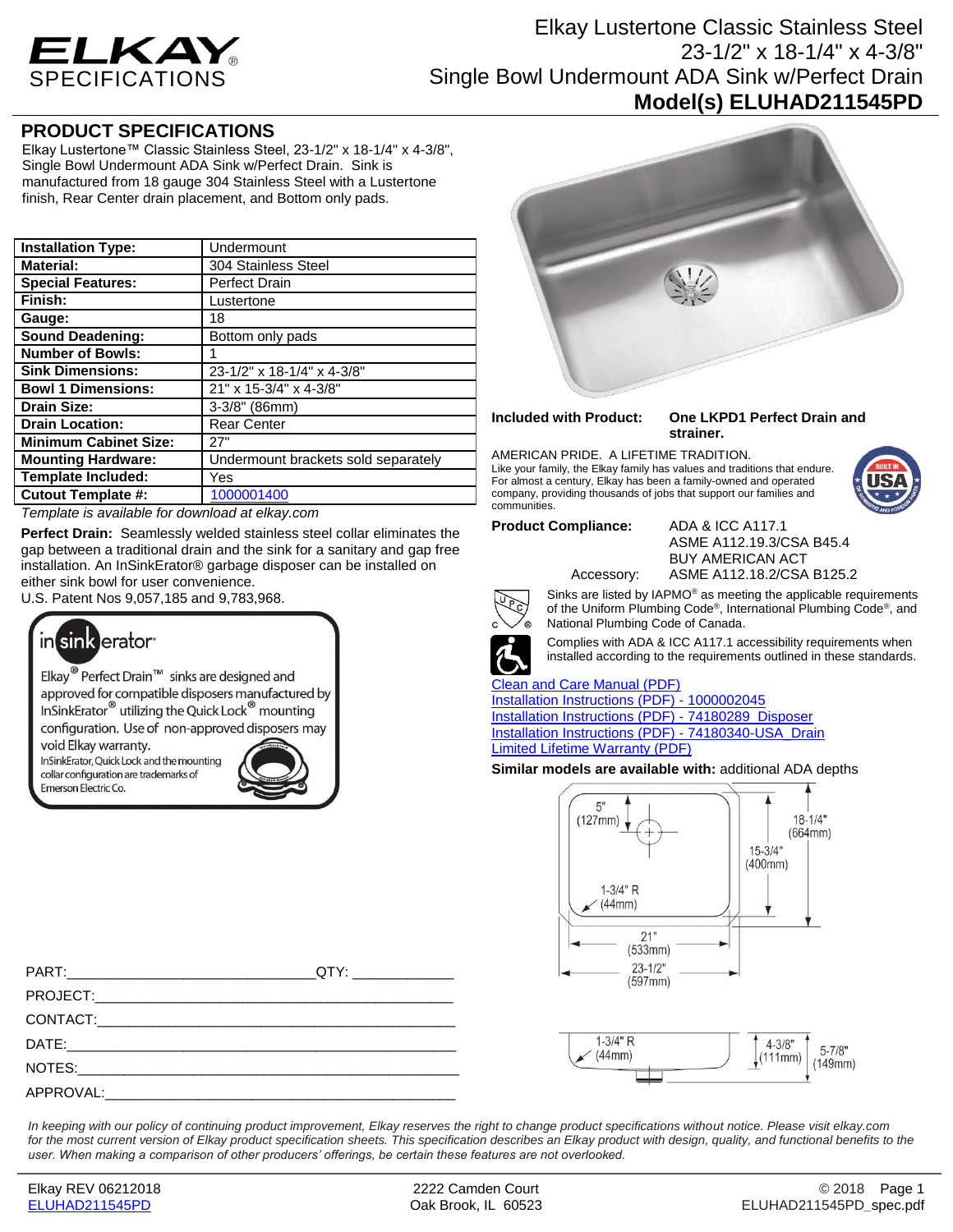# ELKAY SPECIFICATIONS

# Elkay Lustertone Classic Stainless Steel 23-1/2" x 18-1/4" x 4-3/8" Single Bowl Undermount ADA Sink w/Perfect Drain

## Model(s) ELUHAD211545PD

## PRODUCT SPECIFICATIONS

Elkay Lustertone™ Classic Stainless Steel, 23-1/2" x 18-1/4" x 4-3/8", Single Bowl Undermount ADA Sink w/Perfect Drain. Sink is manufactured from 18 gauge 304 Stainless Steel with a Lustertone finish, Rear Center drain placement, and Bottom only pads.

| | |
|---|---|
| **Installation Type:** | Undermount |
| **Material:** | 304 Stainless Steel |
| **Special Features:** | Perfect Drain |
| **Finish:** | Lustertone |
| **Gauge:** | 18 |
| **Sound Deadening:** | Bottom only pads |
| **Number of Bowls:** | 1 |
| **Sink Dimensions:** | 23-1/2" x 18-1/4" x 4-3/8" |
| **Bowl 1 Dimensions:** | 21" x 15-3/4" x 4-3/8" |
| **Drain Size:** | 3-3/8" (86mm) |
| **Drain Location:** | Rear Center |
| **Minimum Cabinet Size:** | 27" |
| **Mounting Hardware:** | Undermount brackets sold separately |
| **Template Included:** | Yes |
| **Cutout Template #:** | 1000001400 |

*Template is available for download at elkay.com*

**Perfect Drain:** Seamlessly welded stainless steel collar eliminates the gap between a traditional drain and the sink for a sanitary and gap free installation. An InSinkErator® garbage disposer can be installed on either sink bowl for user convenience.
U.S. Patent Nos 9,057,185 and 9,783,968.

insinkerator

Elkay® Perfect Drain™ sinks are designed and approved for compatible disposers manufactured by InSinkErator® utilizing the Quick Lock® mounting configuration. Use of non-approved disposers may void Elkay warranty.
InSinkErator, Quick Lock and the mounting collar configuration are trademarks of Emerson Electric Co.

**Included with Product:** **One LKPD1 Perfect Drain and strainer.**

AMERICAN PRIDE. A LIFETIME TRADITION.
Like your family, the Elkay family has values and traditions that endure. For almost a century, Elkay has been a family-owned and operated company, providing thousands of jobs that support our families and communities.

**Product Compliance:** ADA & ICC A117.1
ASME A112.19.3/CSA B45.4
BUY AMERICAN ACT
Accessory: ASME A112.18.2/CSA B125.2

Sinks are listed by IAPMO® as meeting the applicable requirements of the Uniform Plumbing Code®, International Plumbing Code®, and National Plumbing Code of Canada.

Complies with ADA & ICC A117.1 accessibility requirements when installed according to the requirements outlined in these standards.

Clean and Care Manual (PDF)
Installation Instructions (PDF) - 1000002045
Installation Instructions (PDF) - 74180289_Disposer
Installation Instructions (PDF) - 74180340-USA_Drain
Limited Lifetime Warranty (PDF)

**Similar models are available with:** additional ADA depths

5" (127mm) | 18-1/4" (664mm) | 15-3/4" (400mm) | 1-3/4" R (44mm) | 21" (533mm) | 23-1/2" (597mm)

1-3/4" R (44mm) | 4-3/8" (111mm) | 5-7/8" (149mm)

PART:______________________________QTY: ____________
PROJECT:__________________________________________
CONTACT:__________________________________________
DATE:_____________________________________________
NOTES:____________________________________________
APPROVAL:_________________________________________

*In keeping with our policy of continuing product improvement, Elkay reserves the right to change product specifications without notice. Please visit elkay.com for the most current version of Elkay product specification sheets. This specification describes an Elkay product with design, quality, and functional benefits to the user. When making a comparison of other producers' offerings, be certain these features are not overlooked.*

Elkay REV 06212018 | 2222 Camden Court, Oak Brook, IL 60523 | © 2018
ELUHAD211545PD | ELUHAD211545PD_spec.pdf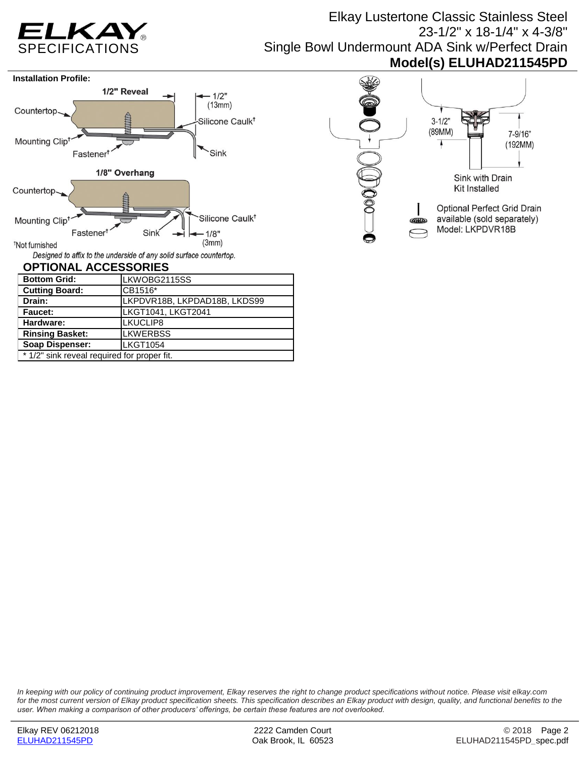# Elkay Lustertone Classic Stainless Steel 23-1/2" x 18-1/4" x 4-3/8" Single Bowl Undermount ADA Sink w/Perfect Drain

## Model(s) ELUHAD211545PD

**Installation Profile:**

1/2" Reveal

Countertop
Mounting Clip†
Fastener†
1/2" (13mm)
Silicone Caulk†
Sink

1/8" Overhang

Countertop
Mounting Clip†
Fastener†
Sink
Silicone Caulk†
1/8" (3mm)

†Not furnished

*Designed to affix to the underside of any solid surface countertop.*

3-1/2" (89MM)
7-9/16" (192MM)
Sink with Drain Kit Installed

Optional Perfect Grid Drain available (sold separately) Model: LKPDVR18B

## OPTIONAL ACCESSORIES

| | |
|---|---|
| **Bottom Grid:** | LKWOBG2115SS |
| **Cutting Board:** | CB1516* |
| **Drain:** | LKPDVR18B, LKPDAD18B, LKDS99 |
| **Faucet:** | LKGT1041, LKGT2041 |
| **Hardware:** | LKUCLIP8 |
| **Rinsing Basket:** | LKWERBSS |
| **Soap Dispenser:** | LKGT1054 |
| * 1/2" sink reveal required for proper fit. | |

*In keeping with our policy of continuing product improvement, Elkay reserves the right to change product specifications without notice. Please visit elkay.com for the most current version of Elkay product specification sheets. This specification describes an Elkay product with design, quality, and functional benefits to the user. When making a comparison of other producers' offerings, be certain these features are not overlooked.*

Elkay REV 06212018
ELUHAD211545PD

2222 Camden Court
Oak Brook, IL 60523

© 2018
ELUHAD211545PD_spec.pdf